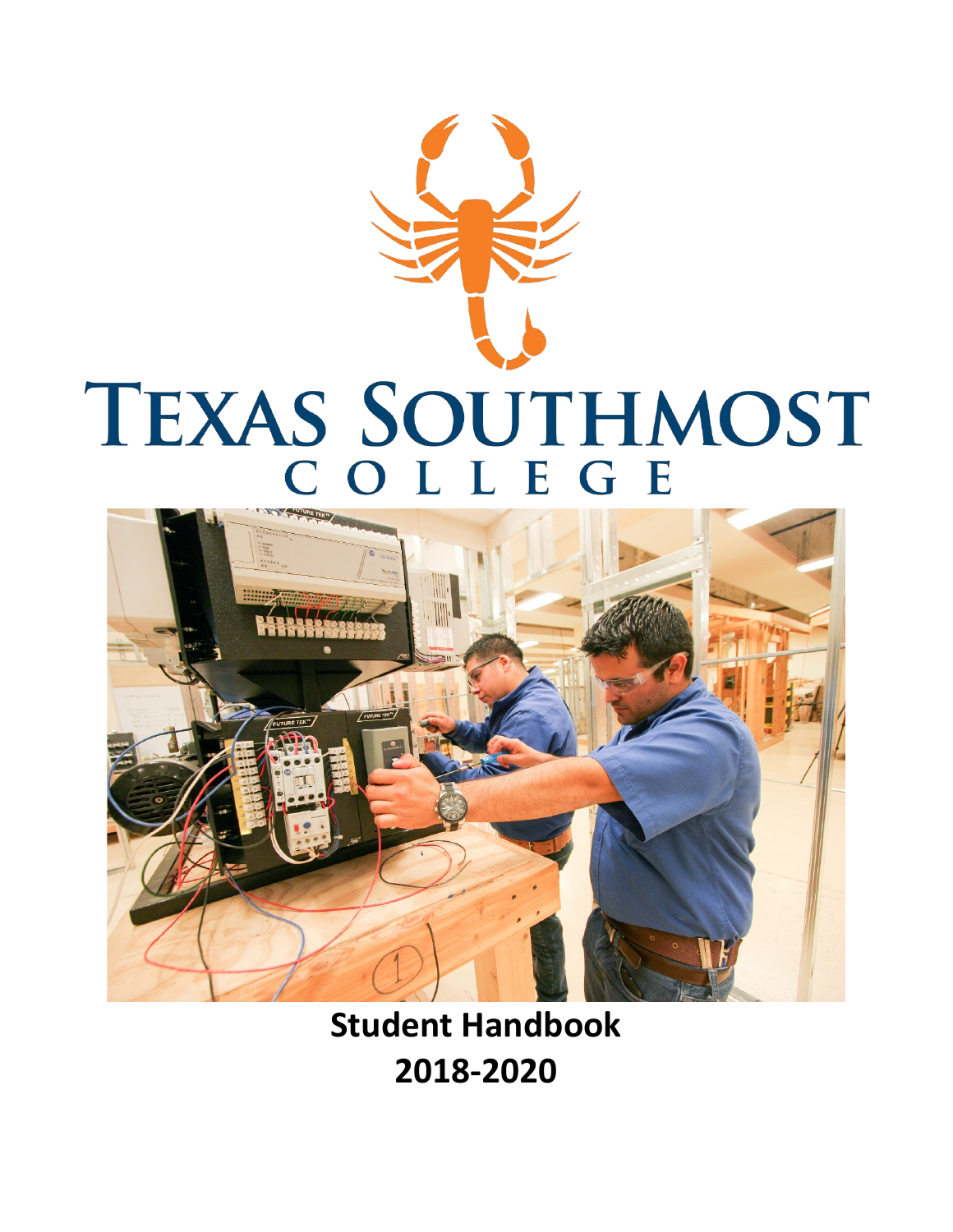# Texas Southmost College

**Student Handbook**

**2018-2020**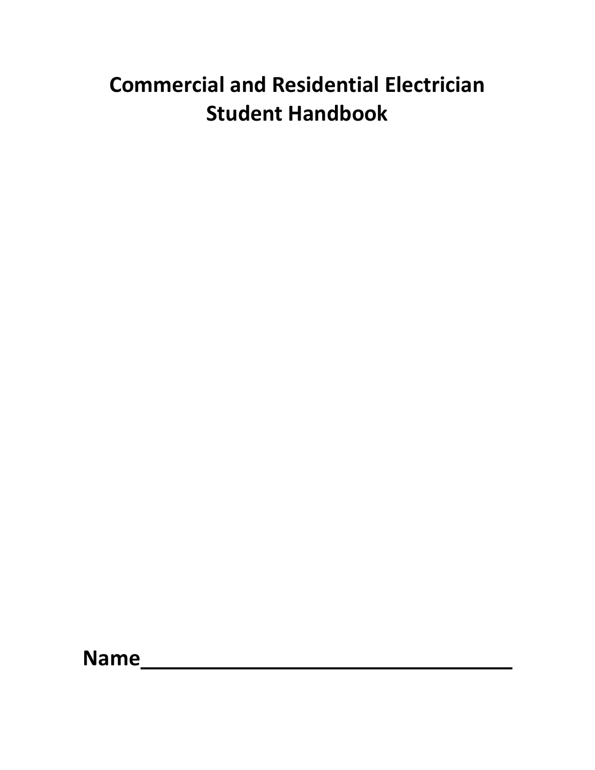# Commercial and Residential Electrician Student Handbook

Name___________________________________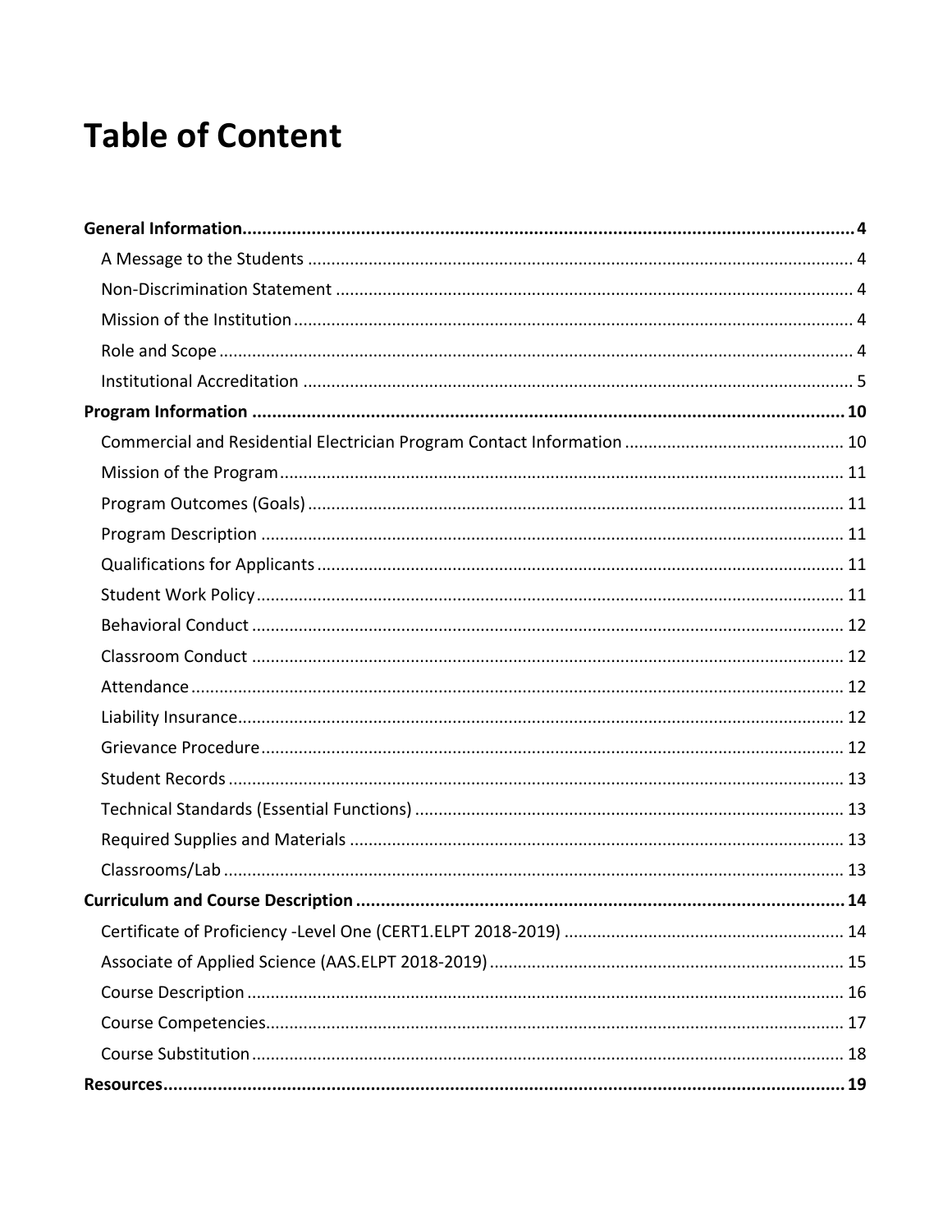# Table of Content

**General Information** ..... **4**

- A Message to the Students ..... 4
- Non-Discrimination Statement ..... 4
- Mission of the Institution ..... 4
- Role and Scope ..... 4
- Institutional Accreditation ..... 5

**Program Information** ..... **10**

- Commercial and Residential Electrician Program Contact Information ..... 10
- Mission of the Program ..... 11
- Program Outcomes (Goals) ..... 11
- Program Description ..... 11
- Qualifications for Applicants ..... 11
- Student Work Policy ..... 11
- Behavioral Conduct ..... 12
- Classroom Conduct ..... 12
- Attendance ..... 12
- Liability Insurance ..... 12
- Grievance Procedure ..... 12
- Student Records ..... 13
- Technical Standards (Essential Functions) ..... 13
- Required Supplies and Materials ..... 13
- Classrooms/Lab ..... 13

**Curriculum and Course Description** ..... **14**

- Certificate of Proficiency -Level One (CERT1.ELPT 2018-2019) ..... 14
- Associate of Applied Science (AAS.ELPT 2018-2019) ..... 15
- Course Description ..... 16
- Course Competencies ..... 17
- Course Substitution ..... 18

**Resources** ..... **19**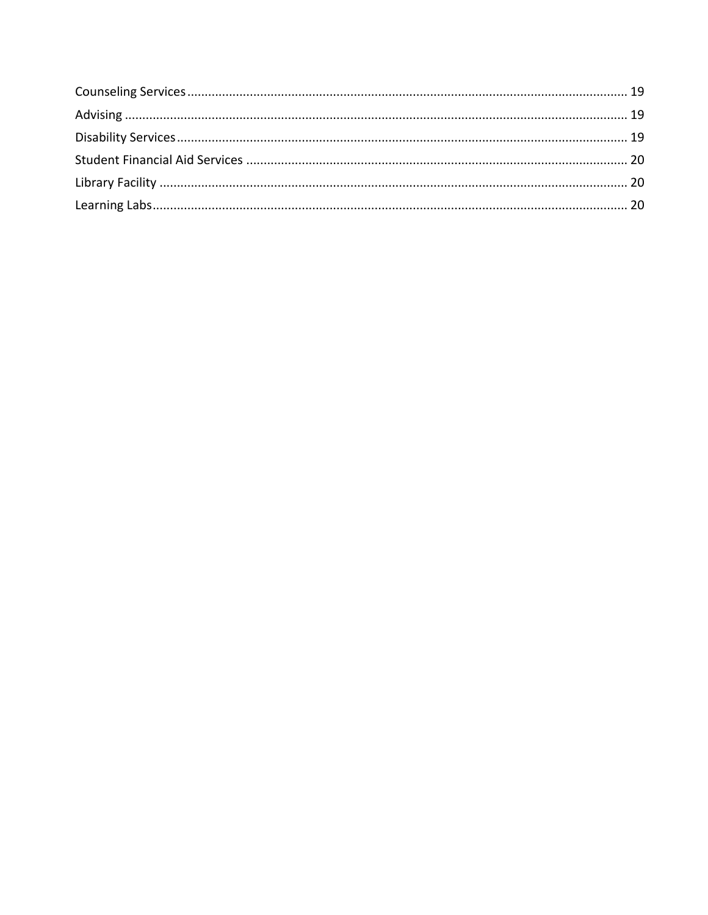Counseling Services ........................................................................................................................ 19
Advising ........................................................................................................................................ 19
Disability Services ......................................................................................................................... 19
Student Financial Aid Services ...................................................................................................... 20
Library Facility .............................................................................................................................. 20
Learning Labs ................................................................................................................................. 20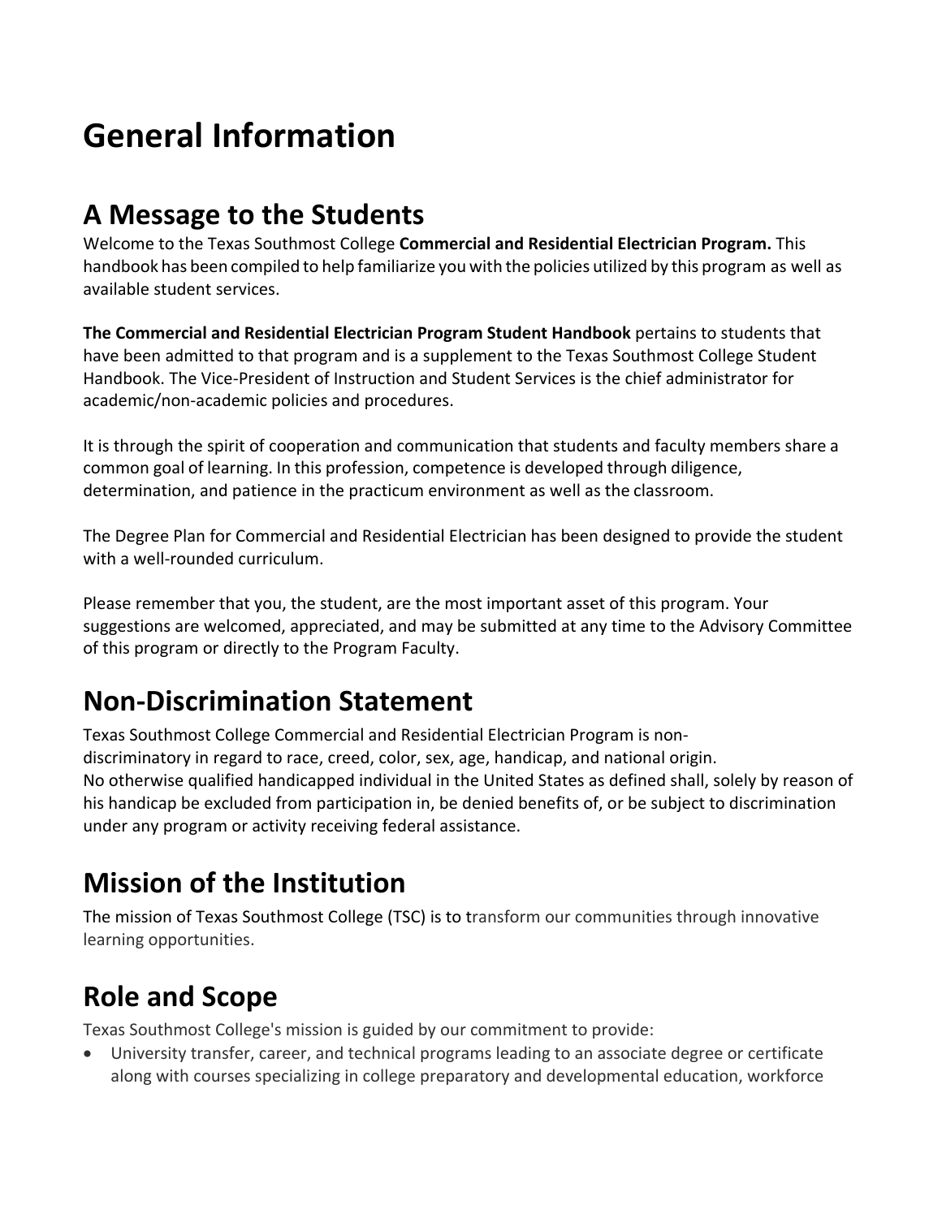# General Information

## A Message to the Students

Welcome to the Texas Southmost College **Commercial and Residential Electrician Program.** This handbook has been compiled to help familiarize you with the policies utilized by this program as well as available student services.

**The Commercial and Residential Electrician Program Student Handbook** pertains to students that have been admitted to that program and is a supplement to the Texas Southmost College Student Handbook. The Vice-President of Instruction and Student Services is the chief administrator for academic/non-academic policies and procedures.

It is through the spirit of cooperation and communication that students and faculty members share a common goal of learning. In this profession, competence is developed through diligence, determination, and patience in the practicum environment as well as the classroom.

The Degree Plan for Commercial and Residential Electrician has been designed to provide the student with a well-rounded curriculum.

Please remember that you, the student, are the most important asset of this program. Your suggestions are welcomed, appreciated, and may be submitted at any time to the Advisory Committee of this program or directly to the Program Faculty.

## Non-Discrimination Statement

Texas Southmost College Commercial and Residential Electrician Program is non-discriminatory in regard to race, creed, color, sex, age, handicap, and national origin. No otherwise qualified handicapped individual in the United States as defined shall, solely by reason of his handicap be excluded from participation in, be denied benefits of, or be subject to discrimination under any program or activity receiving federal assistance.

## Mission of the Institution

The mission of Texas Southmost College (TSC) is to transform our communities through innovative learning opportunities.

## Role and Scope

Texas Southmost College's mission is guided by our commitment to provide:

- University transfer, career, and technical programs leading to an associate degree or certificate along with courses specializing in college preparatory and developmental education, workforce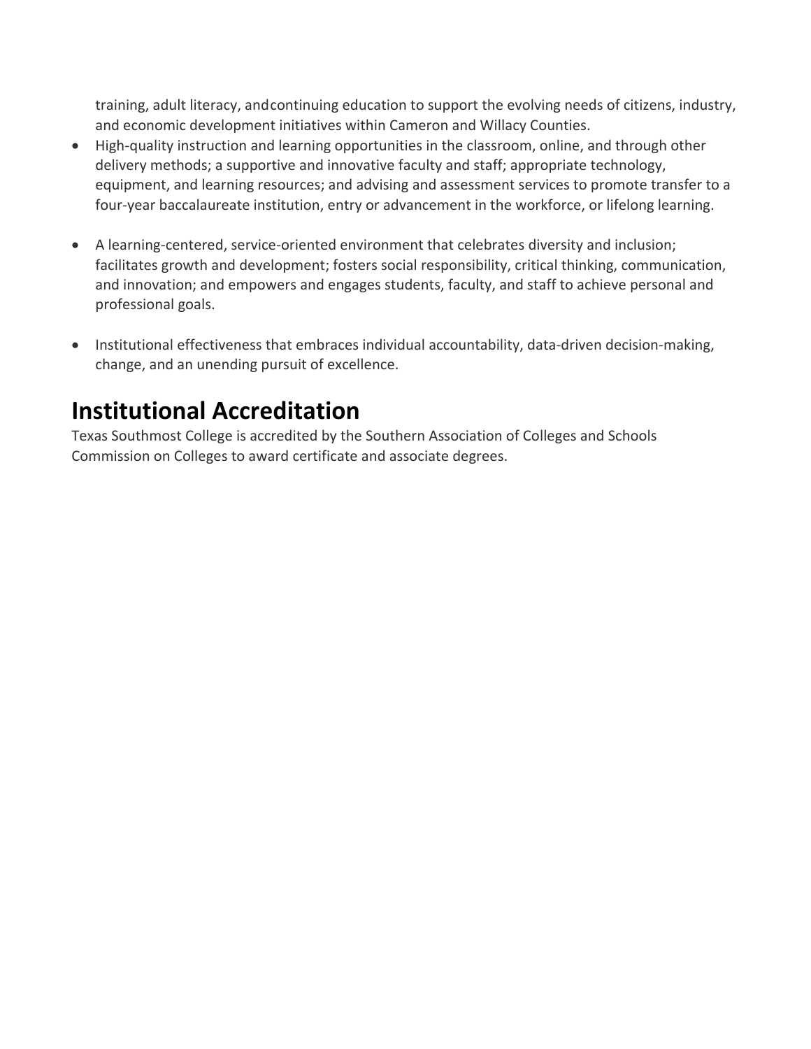training, adult literacy, andcontinuing education to support the evolving needs of citizens, industry, and economic development initiatives within Cameron and Willacy Counties.

- High-quality instruction and learning opportunities in the classroom, online, and through other delivery methods; a supportive and innovative faculty and staff; appropriate technology, equipment, and learning resources; and advising and assessment services to promote transfer to a four-year baccalaureate institution, entry or advancement in the workforce, or lifelong learning.
- A learning-centered, service-oriented environment that celebrates diversity and inclusion; facilitates growth and development; fosters social responsibility, critical thinking, communication, and innovation; and empowers and engages students, faculty, and staff to achieve personal and professional goals.
- Institutional effectiveness that embraces individual accountability, data-driven decision-making, change, and an unending pursuit of excellence.

# Institutional Accreditation

Texas Southmost College is accredited by the Southern Association of Colleges and Schools Commission on Colleges to award certificate and associate degrees.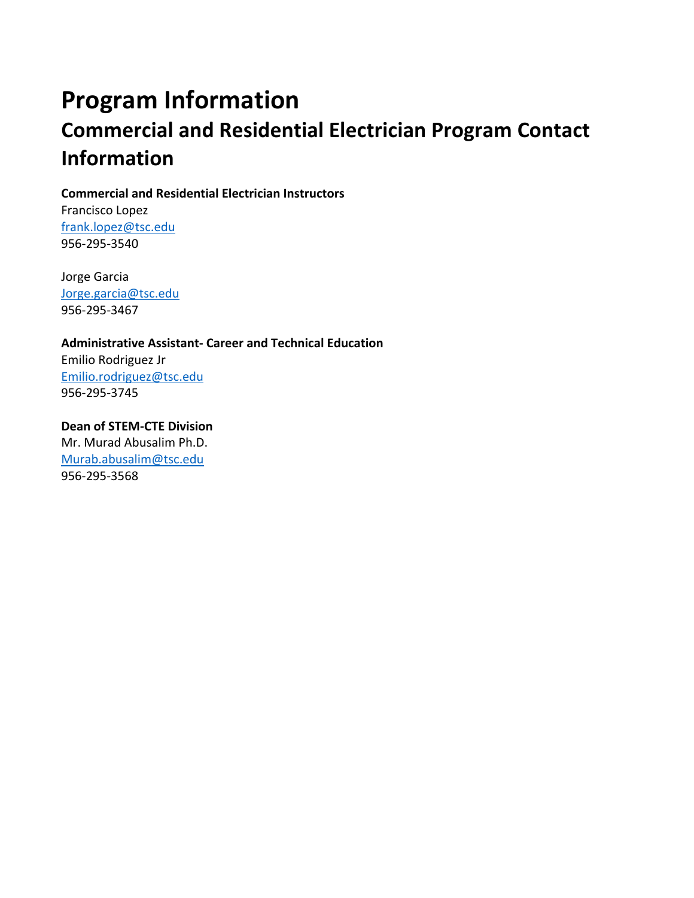# Program Information

## Commercial and Residential Electrician Program Contact Information

**Commercial and Residential Electrician Instructors**

Francisco Lopez
frank.lopez@tsc.edu
956-295-3540

Jorge Garcia
Jorge.garcia@tsc.edu
956-295-3467

**Administrative Assistant- Career and Technical Education**

Emilio Rodriguez Jr
Emilio.rodriguez@tsc.edu
956-295-3745

**Dean of STEM-CTE Division**

Mr. Murad Abusalim Ph.D.
Murab.abusalim@tsc.edu
956-295-3568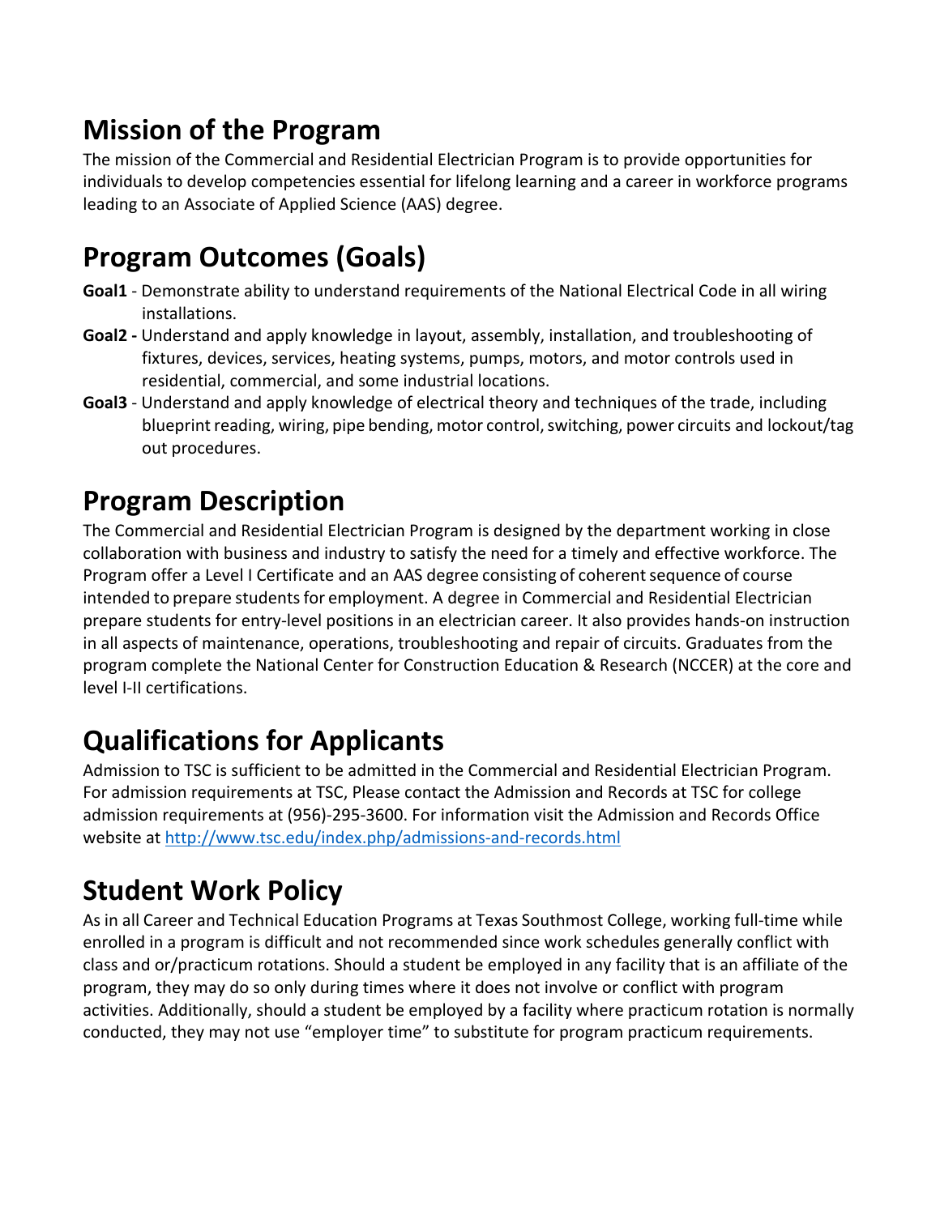## Mission of the Program

The mission of the Commercial and Residential Electrician Program is to provide opportunities for individuals to develop competencies essential for lifelong learning and a career in workforce programs leading to an Associate of Applied Science (AAS) degree.

## Program Outcomes (Goals)

**Goal1** - Demonstrate ability to understand requirements of the National Electrical Code in all wiring installations.

**Goal2 -** Understand and apply knowledge in layout, assembly, installation, and troubleshooting of fixtures, devices, services, heating systems, pumps, motors, and motor controls used in residential, commercial, and some industrial locations.

**Goal3** - Understand and apply knowledge of electrical theory and techniques of the trade, including blueprint reading, wiring, pipe bending, motor control, switching, power circuits and lockout/tag out procedures.

## Program Description

The Commercial and Residential Electrician Program is designed by the department working in close collaboration with business and industry to satisfy the need for a timely and effective workforce. The Program offer a Level I Certificate and an AAS degree consisting of coherent sequence of course intended to prepare students for employment. A degree in Commercial and Residential Electrician prepare students for entry-level positions in an electrician career. It also provides hands-on instruction in all aspects of maintenance, operations, troubleshooting and repair of circuits. Graduates from the program complete the National Center for Construction Education & Research (NCCER) at the core and level I-II certifications.

## Qualifications for Applicants

Admission to TSC is sufficient to be admitted in the Commercial and Residential Electrician Program. For admission requirements at TSC, Please contact the Admission and Records at TSC for college admission requirements at (956)-295-3600. For information visit the Admission and Records Office website at http://www.tsc.edu/index.php/admissions-and-records.html

## Student Work Policy

As in all Career and Technical Education Programs at Texas Southmost College, working full-time while enrolled in a program is difficult and not recommended since work schedules generally conflict with class and or/practicum rotations. Should a student be employed in any facility that is an affiliate of the program, they may do so only during times where it does not involve or conflict with program activities. Additionally, should a student be employed by a facility where practicum rotation is normally conducted, they may not use "employer time" to substitute for program practicum requirements.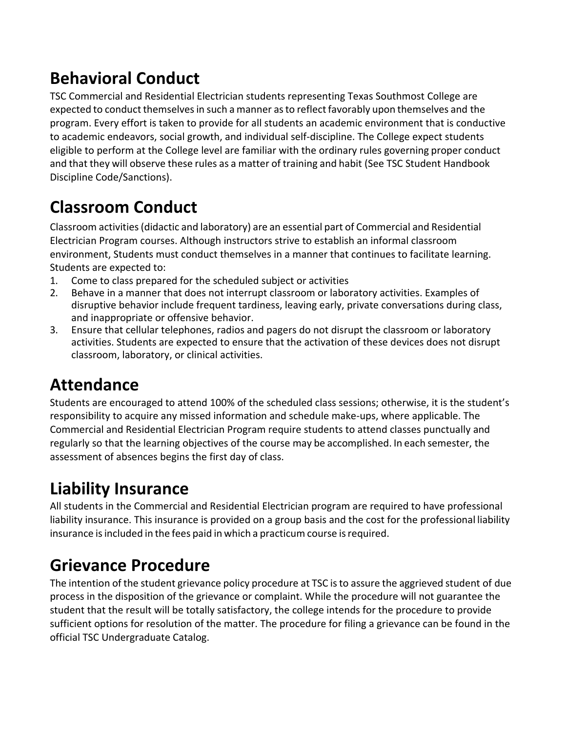# Behavioral Conduct

TSC Commercial and Residential Electrician students representing Texas Southmost College are expected to conduct themselves in such a manner as to reflect favorably upon themselves and the program. Every effort is taken to provide for all students an academic environment that is conductive to academic endeavors, social growth, and individual self-discipline. The College expect students eligible to perform at the College level are familiar with the ordinary rules governing proper conduct and that they will observe these rules as a matter of training and habit (See TSC Student Handbook Discipline Code/Sanctions).

# Classroom Conduct

Classroom activities (didactic and laboratory) are an essential part of Commercial and Residential Electrician Program courses. Although instructors strive to establish an informal classroom environment, Students must conduct themselves in a manner that continues to facilitate learning. Students are expected to:

1. Come to class prepared for the scheduled subject or activities
2. Behave in a manner that does not interrupt classroom or laboratory activities. Examples of disruptive behavior include frequent tardiness, leaving early, private conversations during class, and inappropriate or offensive behavior.
3. Ensure that cellular telephones, radios and pagers do not disrupt the classroom or laboratory activities. Students are expected to ensure that the activation of these devices does not disrupt classroom, laboratory, or clinical activities.

# Attendance

Students are encouraged to attend 100% of the scheduled class sessions; otherwise, it is the student's responsibility to acquire any missed information and schedule make-ups, where applicable. The Commercial and Residential Electrician Program require students to attend classes punctually and regularly so that the learning objectives of the course may be accomplished. In each semester, the assessment of absences begins the first day of class.

# Liability Insurance

All students in the Commercial and Residential Electrician program are required to have professional liability insurance. This insurance is provided on a group basis and the cost for the professional liability insurance is included in the fees paid in which a practicum course is required.

# Grievance Procedure

The intention of the student grievance policy procedure at TSC is to assure the aggrieved student of due process in the disposition of the grievance or complaint. While the procedure will not guarantee the student that the result will be totally satisfactory, the college intends for the procedure to provide sufficient options for resolution of the matter. The procedure for filing a grievance can be found in the official TSC Undergraduate Catalog.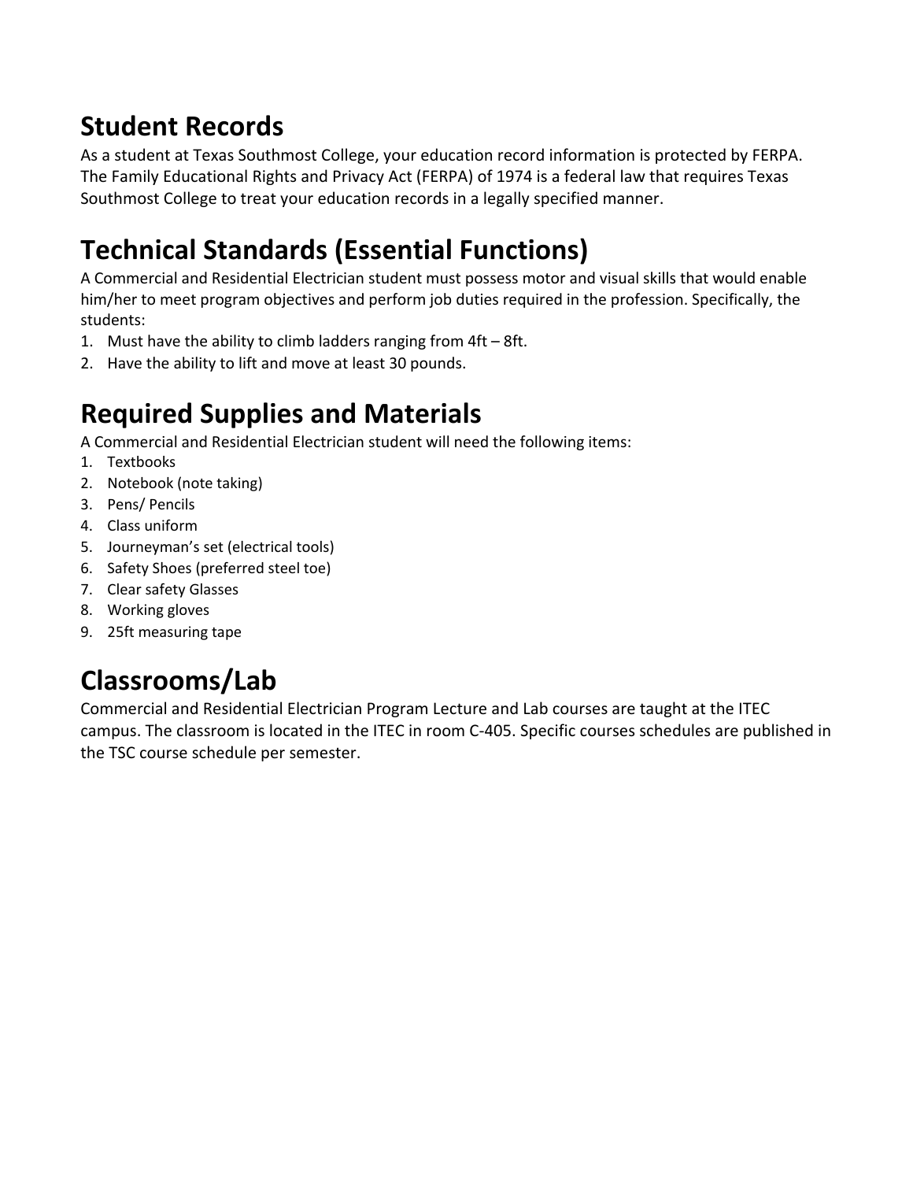## Student Records

As a student at Texas Southmost College, your education record information is protected by FERPA. The Family Educational Rights and Privacy Act (FERPA) of 1974 is a federal law that requires Texas Southmost College to treat your education records in a legally specified manner.

## Technical Standards (Essential Functions)

A Commercial and Residential Electrician student must possess motor and visual skills that would enable him/her to meet program objectives and perform job duties required in the profession. Specifically, the students:

1. Must have the ability to climb ladders ranging from 4ft – 8ft.
2. Have the ability to lift and move at least 30 pounds.

## Required Supplies and Materials

A Commercial and Residential Electrician student will need the following items:

1. Textbooks
2. Notebook (note taking)
3. Pens/ Pencils
4. Class uniform
5. Journeyman's set (electrical tools)
6. Safety Shoes (preferred steel toe)
7. Clear safety Glasses
8. Working gloves
9. 25ft measuring tape

## Classrooms/Lab

Commercial and Residential Electrician Program Lecture and Lab courses are taught at the ITEC campus. The classroom is located in the ITEC in room C-405. Specific courses schedules are published in the TSC course schedule per semester.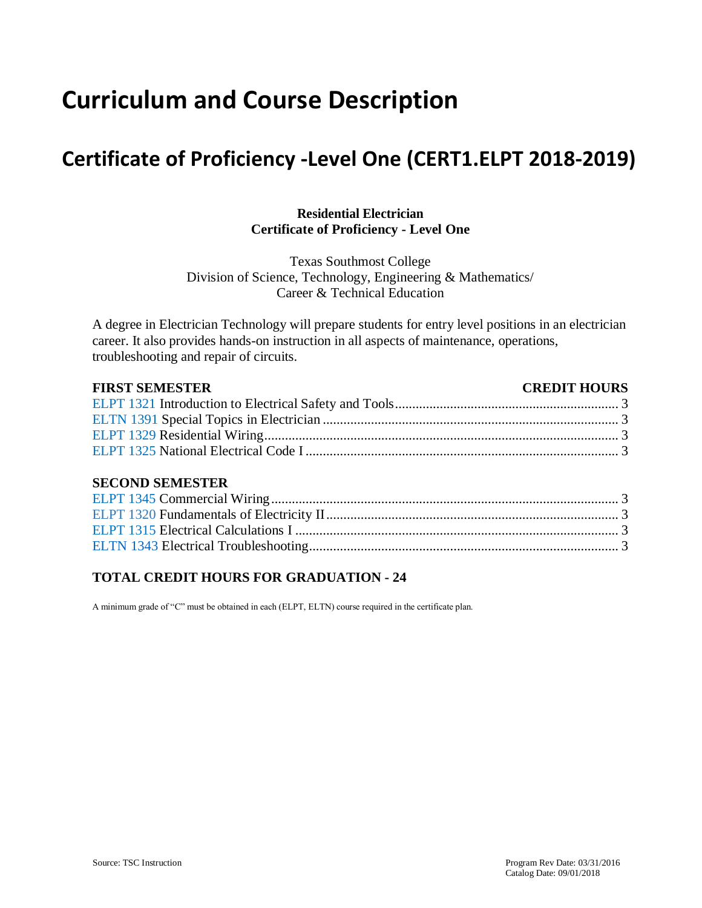# Curriculum and Course Description

## Certificate of Proficiency -Level One (CERT1.ELPT 2018-2019)

**Residential Electrician**
**Certificate of Proficiency - Level One**

Texas Southmost College
Division of Science, Technology, Engineering & Mathematics/
Career & Technical Education

A degree in Electrician Technology will prepare students for entry level positions in an electrician career. It also provides hands-on instruction in all aspects of maintenance, operations, troubleshooting and repair of circuits.

| **FIRST SEMESTER** | **CREDIT HOURS** |
| --- | --- |
| ELPT 1321 Introduction to Electrical Safety and Tools | 3 |
| ELTN 1391 Special Topics in Electrician | 3 |
| ELPT 1329 Residential Wiring | 3 |
| ELPT 1325 National Electrical Code I | 3 |

| **SECOND SEMESTER** | |
| --- | --- |
| ELPT 1345 Commercial Wiring | 3 |
| ELPT 1320 Fundamentals of Electricity II | 3 |
| ELPT 1315 Electrical Calculations I | 3 |
| ELTN 1343 Electrical Troubleshooting | 3 |

**TOTAL CREDIT HOURS FOR GRADUATION - 24**

A minimum grade of "C" must be obtained in each (ELPT, ELTN) course required in the certificate plan.

Source: TSC Instruction

Program Rev Date: 03/31/2016
Catalog Date: 09/01/2018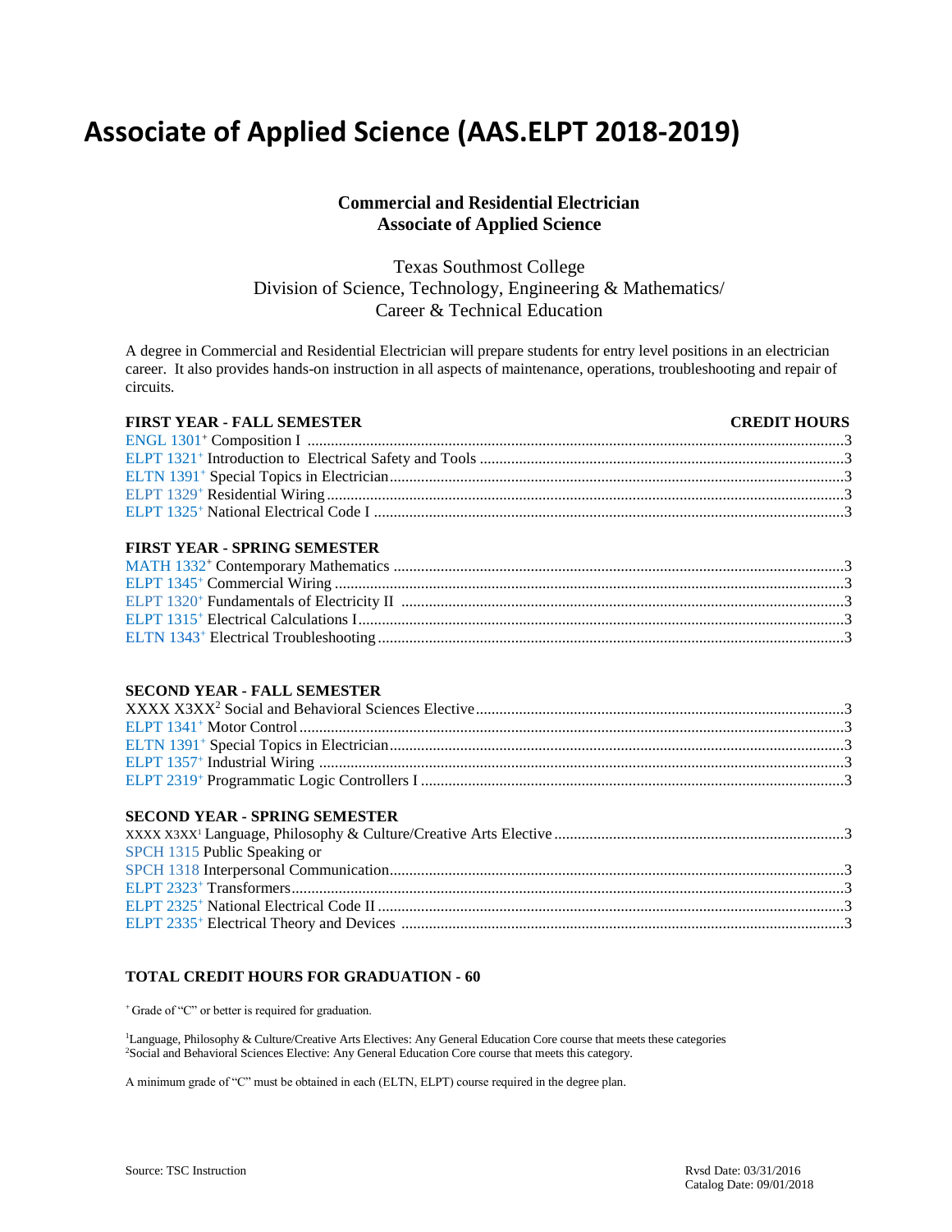# Associate of Applied Science (AAS.ELPT 2018-2019)

**Commercial and Residential Electrician**
**Associate of Applied Science**

Texas Southmost College
Division of Science, Technology, Engineering & Mathematics/
Career & Technical Education

A degree in Commercial and Residential Electrician will prepare students for entry level positions in an electrician career. It also provides hands-on instruction in all aspects of maintenance, operations, troubleshooting and repair of circuits.

| FIRST YEAR - FALL SEMESTER | CREDIT HOURS |
|---|---|
| ENGL 1301+ Composition I | 3 |
| ELPT 1321+ Introduction to Electrical Safety and Tools | 3 |
| ELTN 1391+ Special Topics in Electrician | 3 |
| ELPT 1329+ Residential Wiring | 3 |
| ELPT 1325+ National Electrical Code I | 3 |

| FIRST YEAR - SPRING SEMESTER | |
|---|---|
| MATH 1332+ Contemporary Mathematics | 3 |
| ELPT 1345+ Commercial Wiring | 3 |
| ELPT 1320+ Fundamentals of Electricity II | 3 |
| ELPT 1315+ Electrical Calculations I | 3 |
| ELTN 1343+ Electrical Troubleshooting | 3 |

| SECOND YEAR - FALL SEMESTER | |
|---|---|
| XXXX X3XX[2] Social and Behavioral Sciences Elective | 3 |
| ELPT 1341+ Motor Control | 3 |
| ELTN 1391+ Special Topics in Electrician | 3 |
| ELPT 1357+ Industrial Wiring | 3 |
| ELPT 2319+ Programmatic Logic Controllers I | 3 |

| SECOND YEAR - SPRING SEMESTER | |
|---|---|
| XXXX X3XX[1] Language, Philosophy & Culture/Creative Arts Elective | 3 |
| SPCH 1315 Public Speaking or SPCH 1318 Interpersonal Communication | 3 |
| ELPT 2323+ Transformers | 3 |
| ELPT 2325+ National Electrical Code II | 3 |
| ELPT 2335+ Electrical Theory and Devices | 3 |

**TOTAL CREDIT HOURS FOR GRADUATION - 60**

+ Grade of "C" or better is required for graduation.

[1]Language, Philosophy & Culture/Creative Arts Electives: Any General Education Core course that meets these categories
[2]Social and Behavioral Sciences Elective: Any General Education Core course that meets this category.

A minimum grade of "C" must be obtained in each (ELTN, ELPT) course required in the degree plan.

Source: TSC Instruction

Rvsd Date: 03/31/2016
Catalog Date: 09/01/2018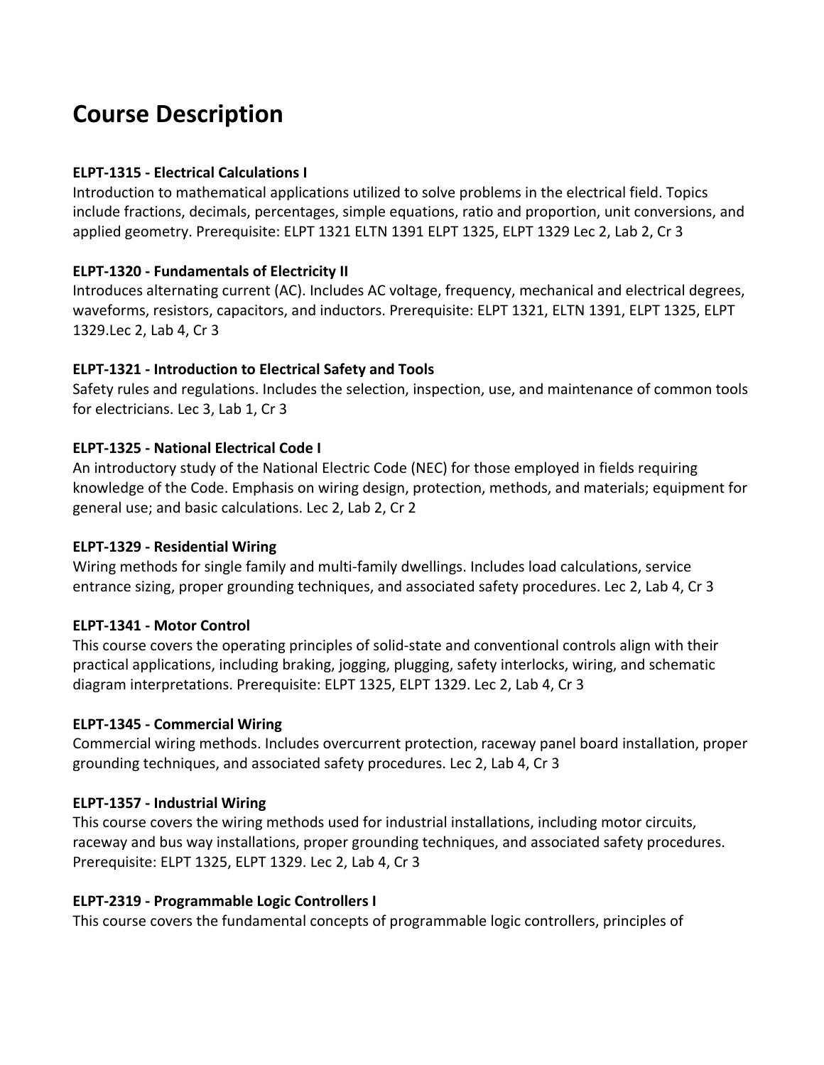# Course Description

**ELPT-1315 - Electrical Calculations I**
Introduction to mathematical applications utilized to solve problems in the electrical field. Topics include fractions, decimals, percentages, simple equations, ratio and proportion, unit conversions, and applied geometry. Prerequisite: ELPT 1321 ELTN 1391 ELPT 1325, ELPT 1329 Lec 2, Lab 2, Cr 3

**ELPT-1320 - Fundamentals of Electricity II**
Introduces alternating current (AC). Includes AC voltage, frequency, mechanical and electrical degrees, waveforms, resistors, capacitors, and inductors. Prerequisite: ELPT 1321, ELTN 1391, ELPT 1325, ELPT 1329.Lec 2, Lab 4, Cr 3

**ELPT-1321 - Introduction to Electrical Safety and Tools**
Safety rules and regulations. Includes the selection, inspection, use, and maintenance of common tools for electricians. Lec 3, Lab 1, Cr 3

**ELPT-1325 - National Electrical Code I**
An introductory study of the National Electric Code (NEC) for those employed in fields requiring knowledge of the Code. Emphasis on wiring design, protection, methods, and materials; equipment for general use; and basic calculations. Lec 2, Lab 2, Cr 2

**ELPT-1329 - Residential Wiring**
Wiring methods for single family and multi-family dwellings. Includes load calculations, service entrance sizing, proper grounding techniques, and associated safety procedures. Lec 2, Lab 4, Cr 3

**ELPT-1341 - Motor Control**
This course covers the operating principles of solid-state and conventional controls align with their practical applications, including braking, jogging, plugging, safety interlocks, wiring, and schematic diagram interpretations. Prerequisite: ELPT 1325, ELPT 1329. Lec 2, Lab 4, Cr 3

**ELPT-1345 - Commercial Wiring**
Commercial wiring methods. Includes overcurrent protection, raceway panel board installation, proper grounding techniques, and associated safety procedures. Lec 2, Lab 4, Cr 3

**ELPT-1357 - Industrial Wiring**
This course covers the wiring methods used for industrial installations, including motor circuits, raceway and bus way installations, proper grounding techniques, and associated safety procedures. Prerequisite: ELPT 1325, ELPT 1329. Lec 2, Lab 4, Cr 3

**ELPT-2319 - Programmable Logic Controllers I**
This course covers the fundamental concepts of programmable logic controllers, principles of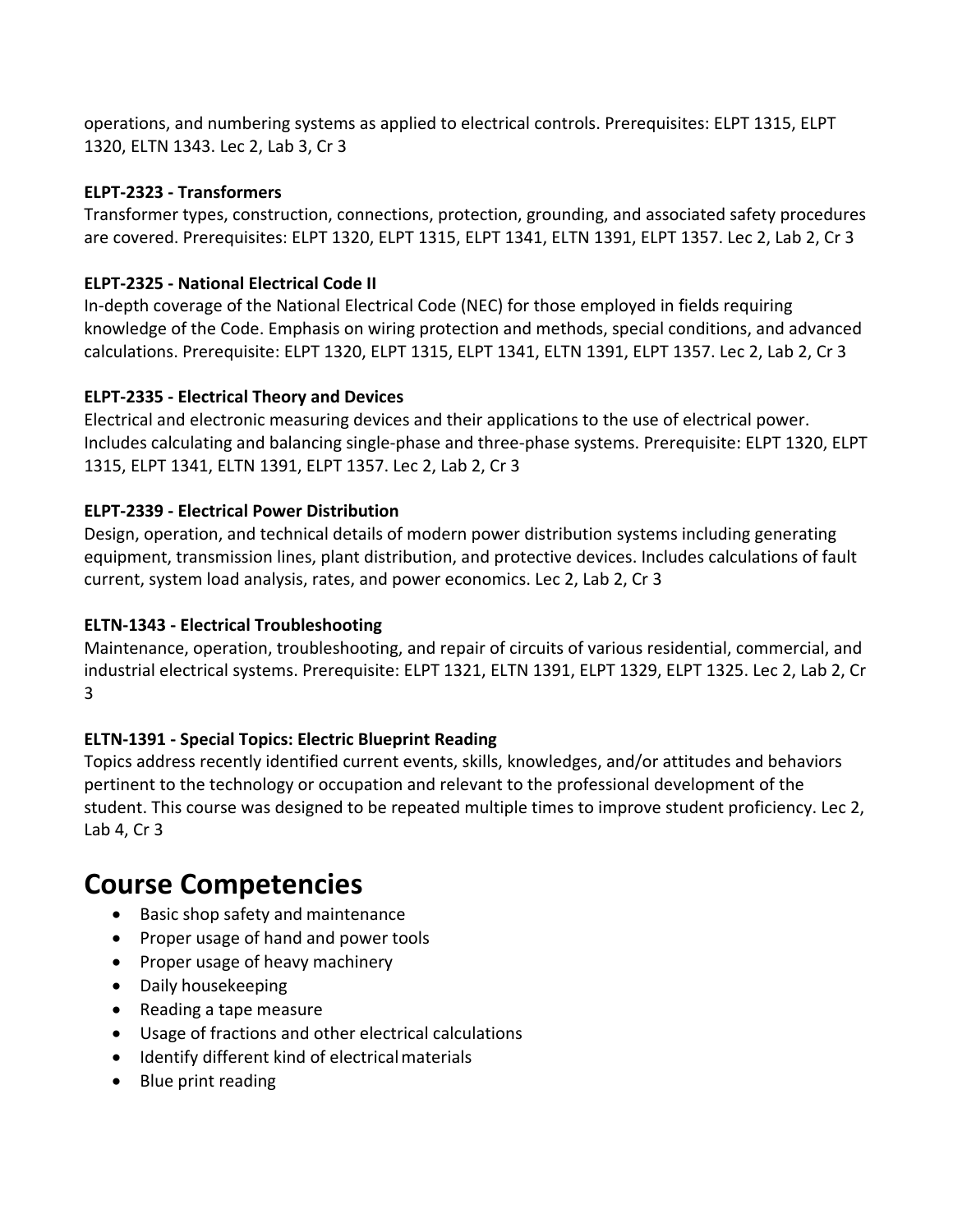operations, and numbering systems as applied to electrical controls. Prerequisites: ELPT 1315, ELPT 1320, ELTN 1343. Lec 2, Lab 3, Cr 3

**ELPT-2323 - Transformers**
Transformer types, construction, connections, protection, grounding, and associated safety procedures are covered. Prerequisites: ELPT 1320, ELPT 1315, ELPT 1341, ELTN 1391, ELPT 1357. Lec 2, Lab 2, Cr 3

**ELPT-2325 - National Electrical Code II**
In-depth coverage of the National Electrical Code (NEC) for those employed in fields requiring knowledge of the Code. Emphasis on wiring protection and methods, special conditions, and advanced calculations. Prerequisite: ELPT 1320, ELPT 1315, ELPT 1341, ELTN 1391, ELPT 1357. Lec 2, Lab 2, Cr 3

**ELPT-2335 - Electrical Theory and Devices**
Electrical and electronic measuring devices and their applications to the use of electrical power. Includes calculating and balancing single-phase and three-phase systems. Prerequisite: ELPT 1320, ELPT 1315, ELPT 1341, ELTN 1391, ELPT 1357. Lec 2, Lab 2, Cr 3

**ELPT-2339 - Electrical Power Distribution**
Design, operation, and technical details of modern power distribution systems including generating equipment, transmission lines, plant distribution, and protective devices. Includes calculations of fault current, system load analysis, rates, and power economics. Lec 2, Lab 2, Cr 3

**ELTN-1343 - Electrical Troubleshooting**
Maintenance, operation, troubleshooting, and repair of circuits of various residential, commercial, and industrial electrical systems. Prerequisite: ELPT 1321, ELTN 1391, ELPT 1329, ELPT 1325. Lec 2, Lab 2, Cr 3

**ELTN-1391 - Special Topics: Electric Blueprint Reading**
Topics address recently identified current events, skills, knowledges, and/or attitudes and behaviors pertinent to the technology or occupation and relevant to the professional development of the student. This course was designed to be repeated multiple times to improve student proficiency. Lec 2, Lab 4, Cr 3

# Course Competencies

- Basic shop safety and maintenance
- Proper usage of hand and power tools
- Proper usage of heavy machinery
- Daily housekeeping
- Reading a tape measure
- Usage of fractions and other electrical calculations
- Identify different kind of electrical materials
- Blue print reading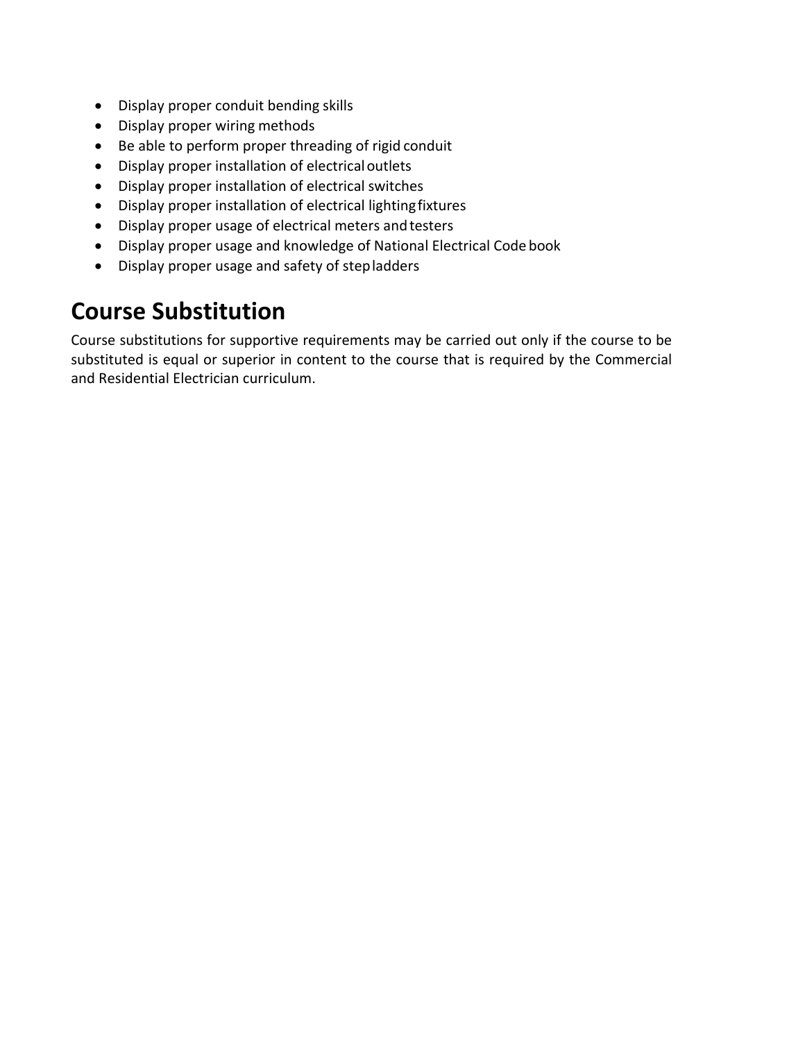- Display proper conduit bending skills
- Display proper wiring methods
- Be able to perform proper threading of rigid conduit
- Display proper installation of electrical outlets
- Display proper installation of electrical switches
- Display proper installation of electrical lighting fixtures
- Display proper usage of electrical meters and testers
- Display proper usage and knowledge of National Electrical Code book
- Display proper usage and safety of step ladders

# Course Substitution

Course substitutions for supportive requirements may be carried out only if the course to be substituted is equal or superior in content to the course that is required by the Commercial and Residential Electrician curriculum.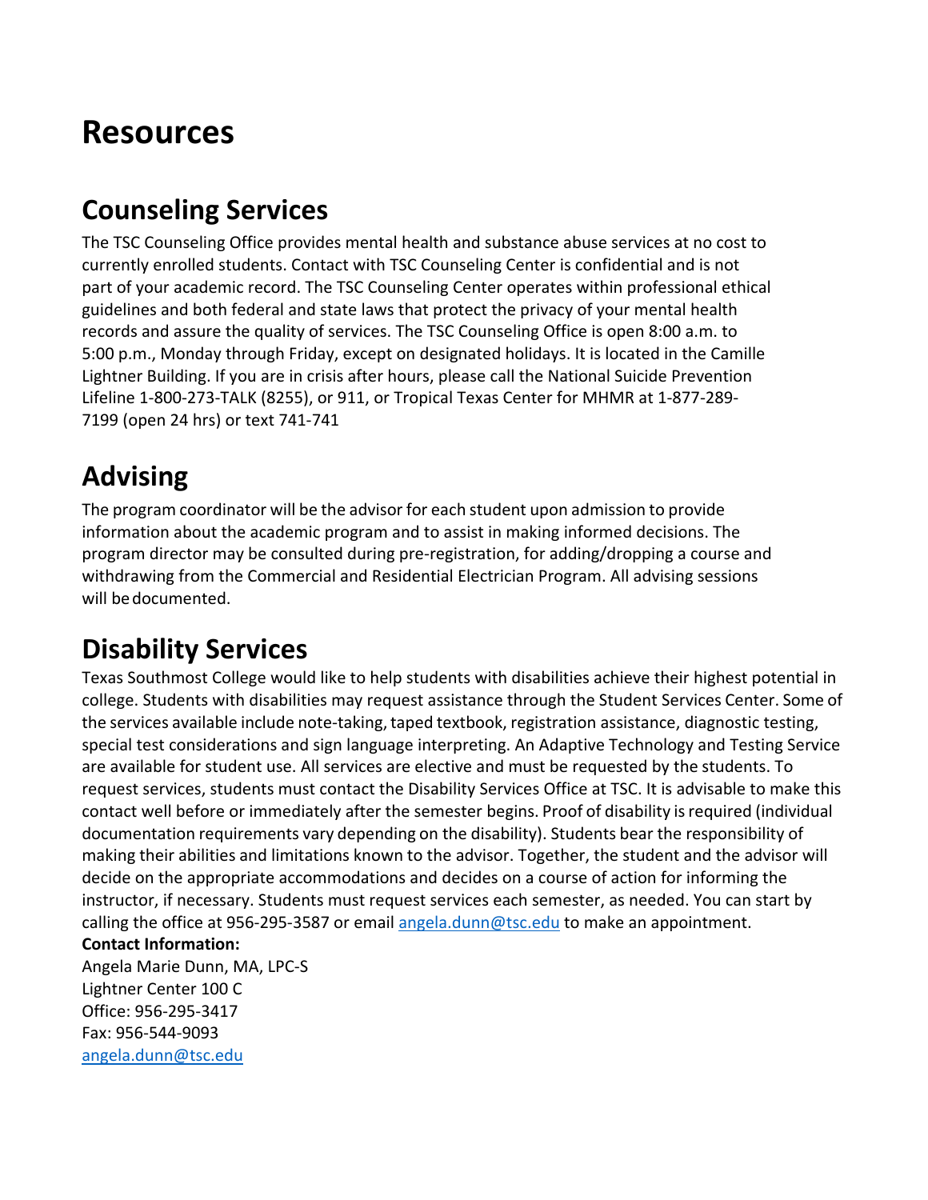# Resources

## Counseling Services

The TSC Counseling Office provides mental health and substance abuse services at no cost to currently enrolled students. Contact with TSC Counseling Center is confidential and is not part of your academic record. The TSC Counseling Center operates within professional ethical guidelines and both federal and state laws that protect the privacy of your mental health records and assure the quality of services. The TSC Counseling Office is open 8:00 a.m. to 5:00 p.m., Monday through Friday, except on designated holidays. It is located in the Camille Lightner Building. If you are in crisis after hours, please call the National Suicide Prevention Lifeline 1-800-273-TALK (8255), or 911, or Tropical Texas Center for MHMR at 1-877-289-7199 (open 24 hrs) or text 741-741

## Advising

The program coordinator will be the advisor for each student upon admission to provide information about the academic program and to assist in making informed decisions. The program director may be consulted during pre-registration, for adding/dropping a course and withdrawing from the Commercial and Residential Electrician Program. All advising sessions will be documented.

## Disability Services

Texas Southmost College would like to help students with disabilities achieve their highest potential in college. Students with disabilities may request assistance through the Student Services Center. Some of the services available include note-taking, taped textbook, registration assistance, diagnostic testing, special test considerations and sign language interpreting. An Adaptive Technology and Testing Service are available for student use. All services are elective and must be requested by the students. To request services, students must contact the Disability Services Office at TSC. It is advisable to make this contact well before or immediately after the semester begins. Proof of disability is required (individual documentation requirements vary depending on the disability). Students bear the responsibility of making their abilities and limitations known to the advisor. Together, the student and the advisor will decide on the appropriate accommodations and decides on a course of action for informing the instructor, if necessary. Students must request services each semester, as needed. You can start by calling the office at 956-295-3587 or email angela.dunn@tsc.edu to make an appointment.

**Contact Information:**

Angela Marie Dunn, MA, LPC-S
Lightner Center 100 C
Office: 956-295-3417
Fax: 956-544-9093
angela.dunn@tsc.edu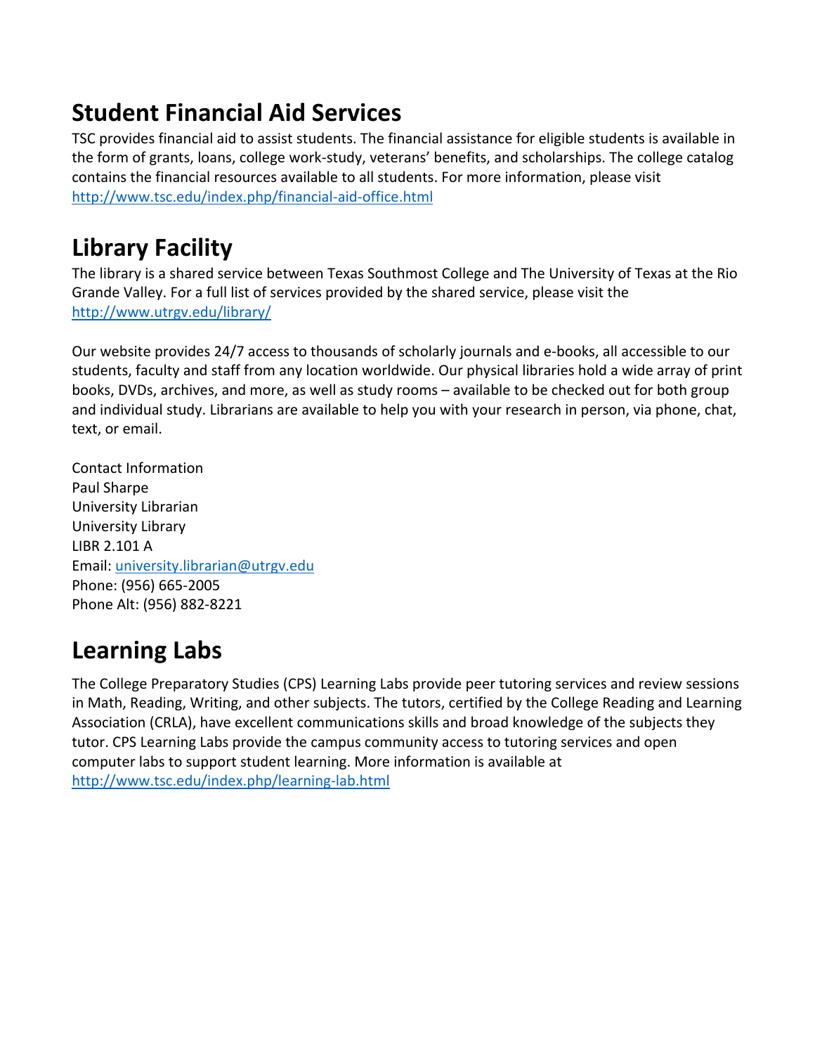## Student Financial Aid Services

TSC provides financial aid to assist students. The financial assistance for eligible students is available in the form of grants, loans, college work-study, veterans' benefits, and scholarships. The college catalog contains the financial resources available to all students. For more information, please visit http://www.tsc.edu/index.php/financial-aid-office.html

## Library Facility

The library is a shared service between Texas Southmost College and The University of Texas at the Rio Grande Valley. For a full list of services provided by the shared service, please visit the http://www.utrgv.edu/library/

Our website provides 24/7 access to thousands of scholarly journals and e-books, all accessible to our students, faculty and staff from any location worldwide. Our physical libraries hold a wide array of print books, DVDs, archives, and more, as well as study rooms – available to be checked out for both group and individual study. Librarians are available to help you with your research in person, via phone, chat, text, or email.

Contact Information
Paul Sharpe
University Librarian
University Library
LIBR 2.101 A
Email: university.librarian@utrgv.edu
Phone: (956) 665-2005
Phone Alt: (956) 882-8221

## Learning Labs

The College Preparatory Studies (CPS) Learning Labs provide peer tutoring services and review sessions in Math, Reading, Writing, and other subjects. The tutors, certified by the College Reading and Learning Association (CRLA), have excellent communications skills and broad knowledge of the subjects they tutor. CPS Learning Labs provide the campus community access to tutoring services and open computer labs to support student learning. More information is available at http://www.tsc.edu/index.php/learning-lab.html